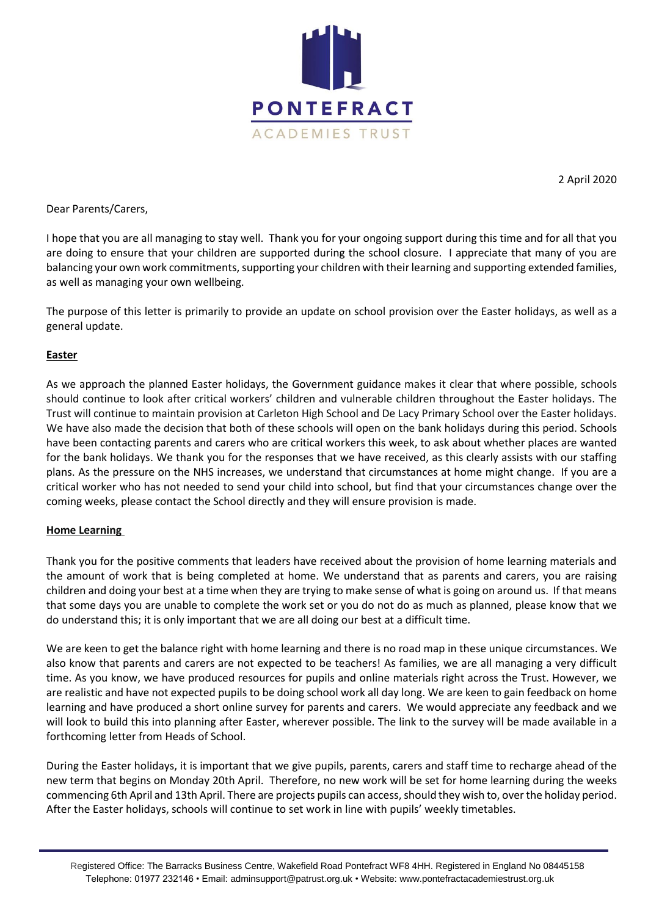PONTEFRACT

ACADEMIES TRUST

2 April 2020

Dear Parents/Carers,

I hope that you are all managing to stay well. Thank you for your ongoing support during this time and for all that you are doing to ensure that your children are supported during the school closure. I appreciate that many of you are balancing your own work commitments, supporting your children with their learning and supporting extended families, as well as managing your own wellbeing.

The purpose of this letter is primarily to provide an update on school provision over the Easter holidays, as well as a general update.

**Easter**

As we approach the planned Easter holidays, the Government guidance makes it clear that where possible, schools should continue to look after critical workers' children and vulnerable children throughout the Easter holidays. The Trust will continue to maintain provision at Carleton High School and De Lacy Primary School over the Easter holidays. We have also made the decision that both of these schools will open on the bank holidays during this period. Schools have been contacting parents and carers who are critical workers this week, to ask about whether places are wanted for the bank holidays. We thank you for the responses that we have received, as this clearly assists with our staffing plans. As the pressure on the NHS increases, we understand that circumstances at home might change. If you are a critical worker who has not needed to send your child into school, but find that your circumstances change over the coming weeks, please contact the School directly and they will ensure provision is made.

**Home Learning**

Thank you for the positive comments that leaders have received about the provision of home learning materials and the amount of work that is being completed at home. We understand that as parents and carers, you are raising children and doing your best at a time when they are trying to make sense of what is going on around us. If that means that some days you are unable to complete the work set or you do not do as much as planned, please know that we do understand this; it is only important that we are all doing our best at a difficult time.

We are keen to get the balance right with home learning and there is no road map in these unique circumstances. We also know that parents and carers are not expected to be teachers! As families, we are all managing a very difficult time. As you know, we have produced resources for pupils and online materials right across the Trust. However, we are realistic and have not expected pupils to be doing school work all day long. We are keen to gain feedback on home learning and have produced a short online survey for parents and carers. We would appreciate any feedback and we will look to build this into planning after Easter, wherever possible. The link to the survey will be made available in a forthcoming letter from Heads of School.

During the Easter holidays, it is important that we give pupils, parents, carers and staff time to recharge ahead of the new term that begins on Monday 20th April. Therefore, no new work will be set for home learning during the weeks commencing 6th April and 13th April. There are projects pupils can access, should they wish to, over the holiday period. After the Easter holidays, schools will continue to set work in line with pupils' weekly timetables.

Registered Office: The Barracks Business Centre, Wakefield Road Pontefract WF8 4HH. Registered in England No 08445158
Telephone: 01977 232146 • Email: adminsupport@patrust.org.uk • Website: www.pontefractacademiestrust.org.uk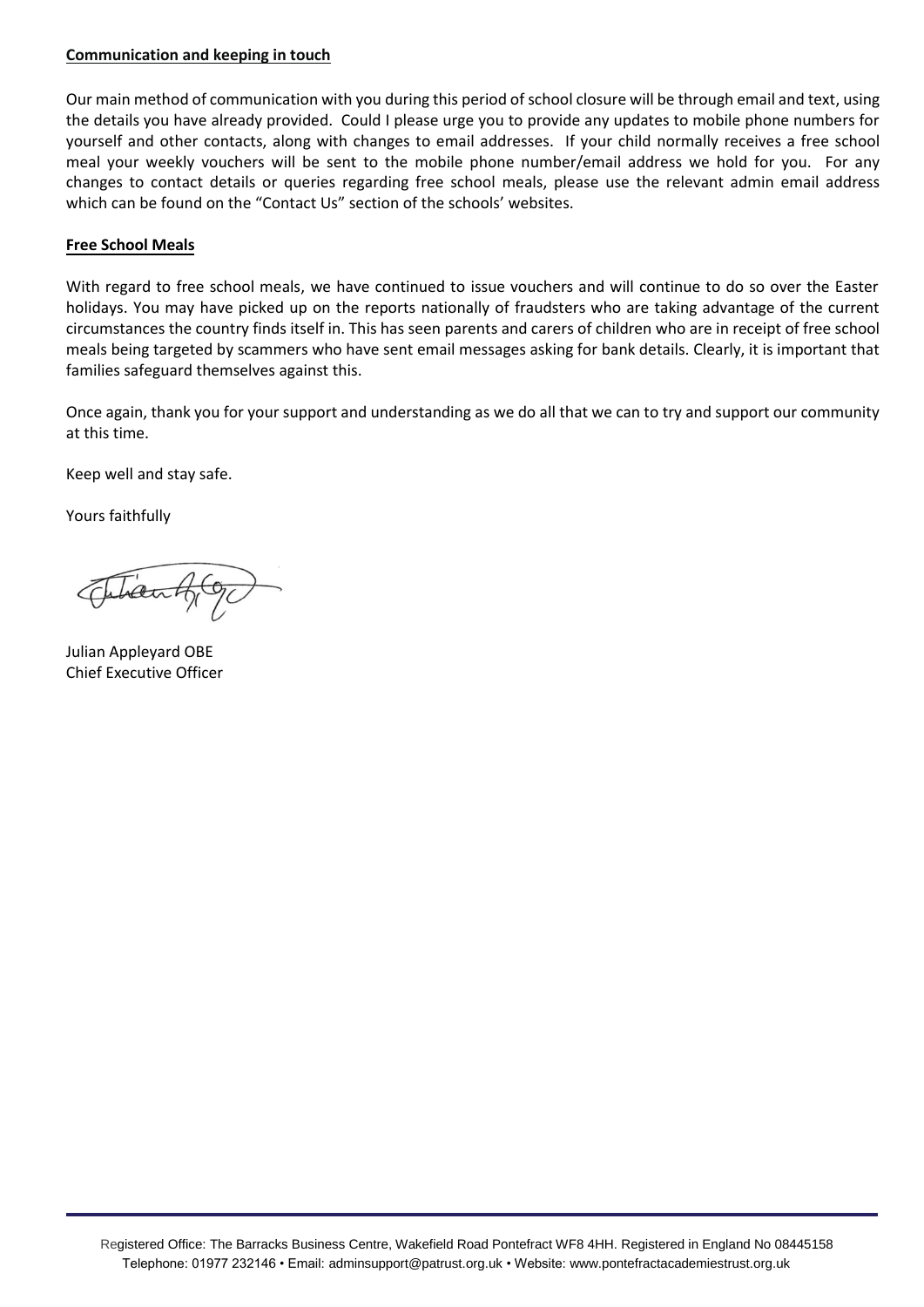**Communication and keeping in touch**

Our main method of communication with you during this period of school closure will be through email and text, using the details you have already provided. Could I please urge you to provide any updates to mobile phone numbers for yourself and other contacts, along with changes to email addresses. If your child normally receives a free school meal your weekly vouchers will be sent to the mobile phone number/email address we hold for you. For any changes to contact details or queries regarding free school meals, please use the relevant admin email address which can be found on the "Contact Us" section of the schools' websites.

**Free School Meals**

With regard to free school meals, we have continued to issue vouchers and will continue to do so over the Easter holidays. You may have picked up on the reports nationally of fraudsters who are taking advantage of the current circumstances the country finds itself in. This has seen parents and carers of children who are in receipt of free school meals being targeted by scammers who have sent email messages asking for bank details. Clearly, it is important that families safeguard themselves against this.

Once again, thank you for your support and understanding as we do all that we can to try and support our community at this time.

Keep well and stay safe.

Yours faithfully

Julian Appleyard OBE
Chief Executive Officer

Registered Office: The Barracks Business Centre, Wakefield Road Pontefract WF8 4HH. Registered in England No 08445158
Telephone: 01977 232146 • Email: adminsupport@patrust.org.uk • Website: www.pontefractacademiestrust.org.uk